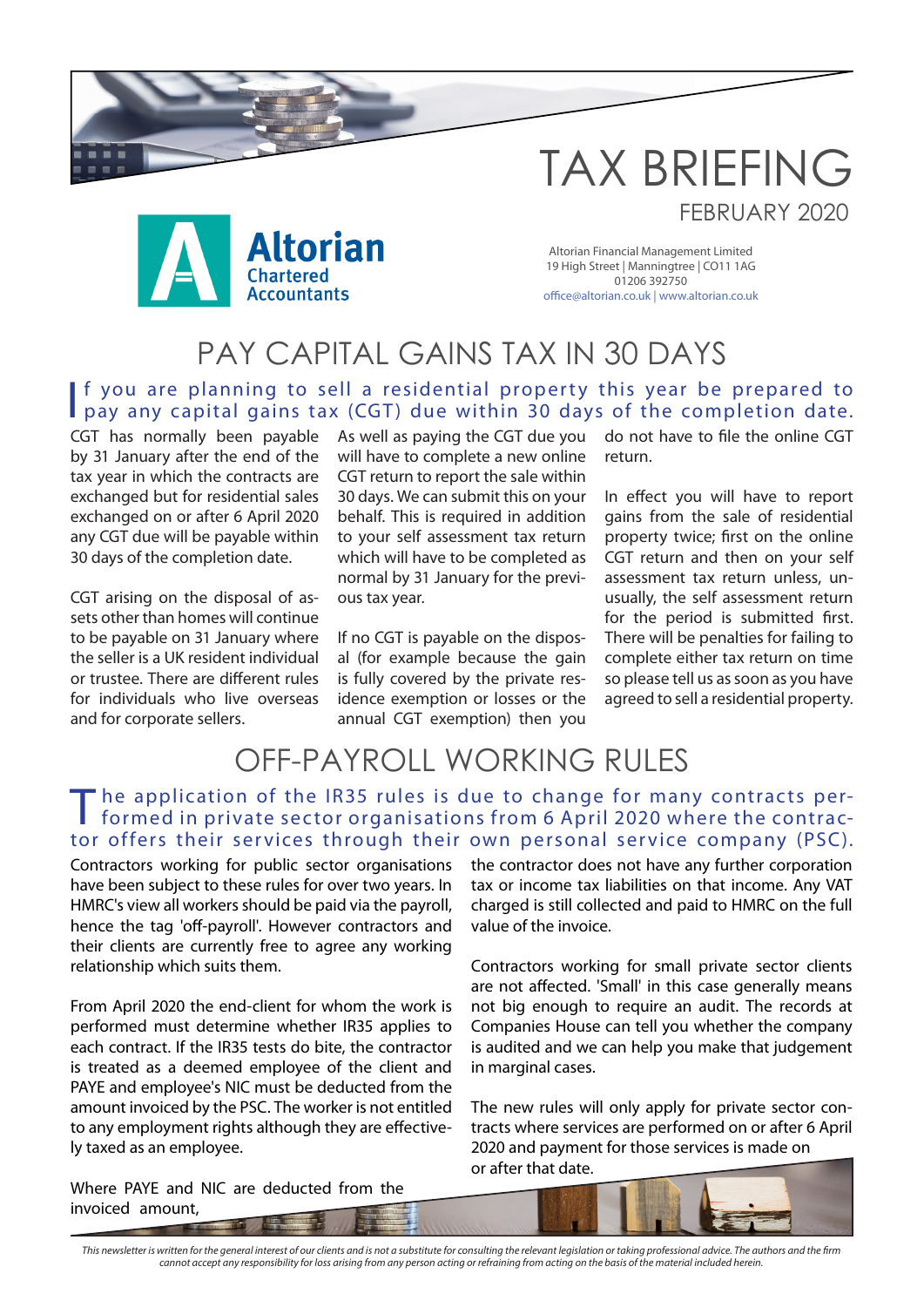# TAX BRIEFING

FEBRUARY 2020

Altorian Chartered Accountants

Altorian Financial Management Limited
19 High Street | Manningtree | CO11 1AG
01206 392750
office@altorian.co.uk | www.altorian.co.uk

## PAY CAPITAL GAINS TAX IN 30 DAYS

If you are planning to sell a residential property this year be prepared to pay any capital gains tax (CGT) due within 30 days of the completion date.

CGT has normally been payable by 31 January after the end of the tax year in which the contracts are exchanged but for residential sales exchanged on or after 6 April 2020 any CGT due will be payable within 30 days of the completion date.

CGT arising on the disposal of assets other than homes will continue to be payable on 31 January where the seller is a UK resident individual or trustee. There are different rules for individuals who live overseas and for corporate sellers.

As well as paying the CGT due you will have to complete a new online CGT return to report the sale within 30 days. We can submit this on your behalf. This is required in addition to your self assessment tax return which will have to be completed as normal by 31 January for the previous tax year.

If no CGT is payable on the disposal (for example because the gain is fully covered by the private residence exemption or losses or the annual CGT exemption) then you do not have to file the online CGT return.

In effect you will have to report gains from the sale of residential property twice; first on the online CGT return and then on your self assessment tax return unless, unusually, the self assessment return for the period is submitted first. There will be penalties for failing to complete either tax return on time so please tell us as soon as you have agreed to sell a residential property.

## OFF-PAYROLL WORKING RULES

The application of the IR35 rules is due to change for many contracts performed in private sector organisations from 6 April 2020 where the contractor offers their services through their own personal service company (PSC).

Contractors working for public sector organisations have been subject to these rules for over two years. In HMRC's view all workers should be paid via the payroll, hence the tag 'off-payroll'. However contractors and their clients are currently free to agree any working relationship which suits them.

From April 2020 the end-client for whom the work is performed must determine whether IR35 applies to each contract. If the IR35 tests do bite, the contractor is treated as a deemed employee of the client and PAYE and employee's NIC must be deducted from the amount invoiced by the PSC. The worker is not entitled to any employment rights although they are effectively taxed as an employee.

Where PAYE and NIC are deducted from the invoiced amount, the contractor does not have any further corporation tax or income tax liabilities on that income. Any VAT charged is still collected and paid to HMRC on the full value of the invoice.

Contractors working for small private sector clients are not affected. 'Small' in this case generally means not big enough to require an audit. The records at Companies House can tell you whether the company is audited and we can help you make that judgement in marginal cases.

The new rules will only apply for private sector contracts where services are performed on or after 6 April 2020 and payment for those services is made on or after that date.

*This newsletter is written for the general interest of our clients and is not a substitute for consulting the relevant legislation or taking professional advice. The authors and the firm cannot accept any responsibility for loss arising from any person acting or refraining from acting on the basis of the material included herein.*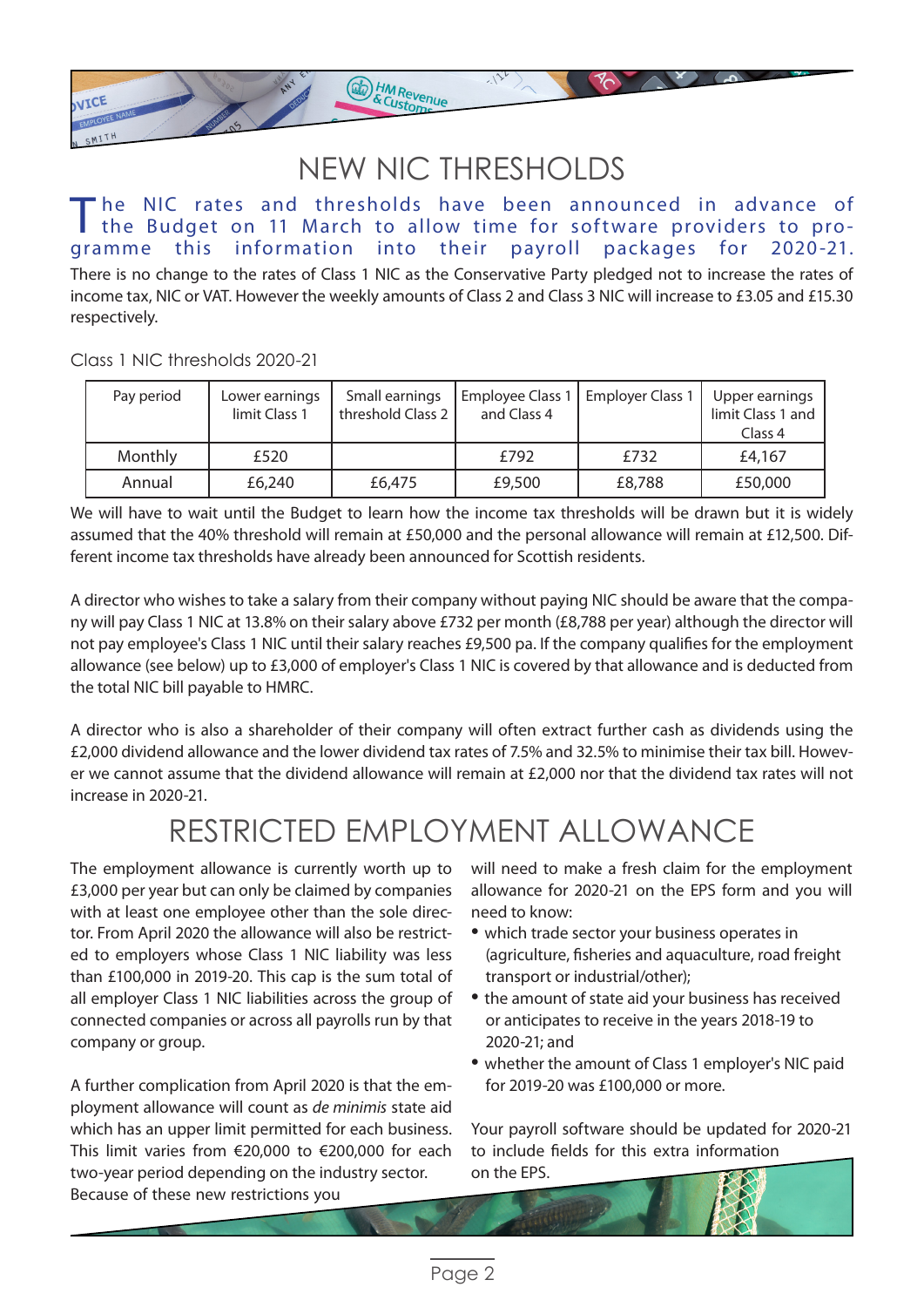# NEW NIC THRESHOLDS

The NIC rates and thresholds have been announced in advance of the Budget on 11 March to allow time for software providers to programme this information into their payroll packages for 2020-21.

There is no change to the rates of Class 1 NIC as the Conservative Party pledged not to increase the rates of income tax, NIC or VAT. However the weekly amounts of Class 2 and Class 3 NIC will increase to £3.05 and £15.30 respectively.

Class 1 NIC thresholds 2020-21

| Pay period | Lower earnings limit Class 1 | Small earnings threshold Class 2 | Employee Class 1 and Class 4 | Employer Class 1 | Upper earnings limit Class 1 and Class 4 |
|---|---|---|---|---|---|
| Monthly | £520 | | £792 | £732 | £4,167 |
| Annual | £6,240 | £6,475 | £9,500 | £8,788 | £50,000 |

We will have to wait until the Budget to learn how the income tax thresholds will be drawn but it is widely assumed that the 40% threshold will remain at £50,000 and the personal allowance will remain at £12,500. Different income tax thresholds have already been announced for Scottish residents.

A director who wishes to take a salary from their company without paying NIC should be aware that the company will pay Class 1 NIC at 13.8% on their salary above £732 per month (£8,788 per year) although the director will not pay employee's Class 1 NIC until their salary reaches £9,500 pa. If the company qualifies for the employment allowance (see below) up to £3,000 of employer's Class 1 NIC is covered by that allowance and is deducted from the total NIC bill payable to HMRC.

A director who is also a shareholder of their company will often extract further cash as dividends using the £2,000 dividend allowance and the lower dividend tax rates of 7.5% and 32.5% to minimise their tax bill. However we cannot assume that the dividend allowance will remain at £2,000 nor that the dividend tax rates will not increase in 2020-21.

# RESTRICTED EMPLOYMENT ALLOWANCE

The employment allowance is currently worth up to £3,000 per year but can only be claimed by companies with at least one employee other than the sole director. From April 2020 the allowance will also be restricted to employers whose Class 1 NIC liability was less than £100,000 in 2019-20. This cap is the sum total of all employer Class 1 NIC liabilities across the group of connected companies or across all payrolls run by that company or group.

A further complication from April 2020 is that the employment allowance will count as *de minimis* state aid which has an upper limit permitted for each business. This limit varies from €20,000 to €200,000 for each two-year period depending on the industry sector. Because of these new restrictions you will need to make a fresh claim for the employment allowance for 2020-21 on the EPS form and you will need to know:

- which trade sector your business operates in (agriculture, fisheries and aquaculture, road freight transport or industrial/other);
- the amount of state aid your business has received or anticipates to receive in the years 2018-19 to 2020-21; and
- whether the amount of Class 1 employer's NIC paid for 2019-20 was £100,000 or more.

Your payroll software should be updated for 2020-21 to include fields for this extra information on the EPS.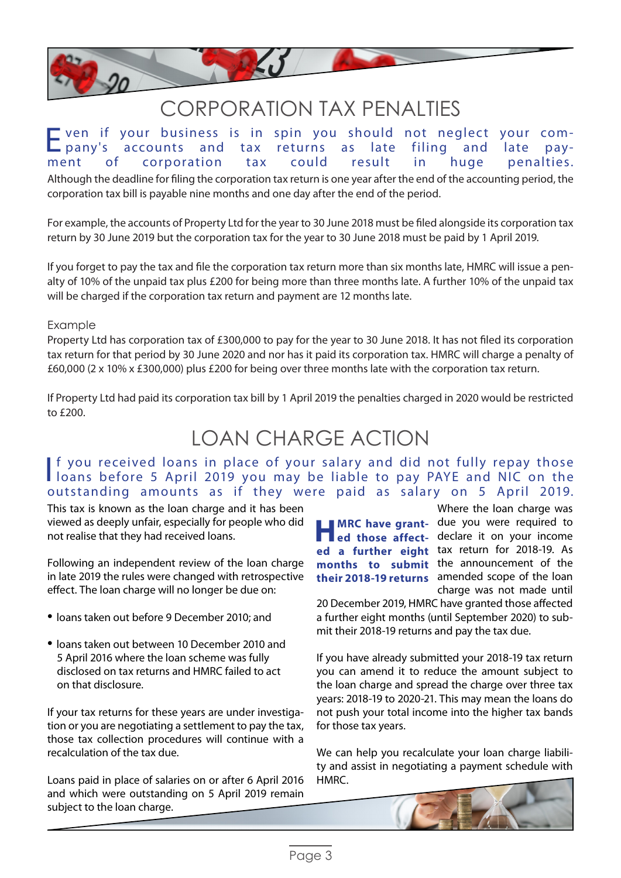# CORPORATION TAX PENALTIES

**Even if your business is in spin you should not neglect your company's accounts and tax returns as late filing and late payment of corporation tax could result in huge penalties.**

Although the deadline for filing the corporation tax return is one year after the end of the accounting period, the corporation tax bill is payable nine months and one day after the end of the period.

For example, the accounts of Property Ltd for the year to 30 June 2018 must be filed alongside its corporation tax return by 30 June 2019 but the corporation tax for the year to 30 June 2018 must be paid by 1 April 2019.

If you forget to pay the tax and file the corporation tax return more than six months late, HMRC will issue a penalty of 10% of the unpaid tax plus £200 for being more than three months late. A further 10% of the unpaid tax will be charged if the corporation tax return and payment are 12 months late.

### Example

Property Ltd has corporation tax of £300,000 to pay for the year to 30 June 2018. It has not filed its corporation tax return for that period by 30 June 2020 and nor has it paid its corporation tax. HMRC will charge a penalty of £60,000 (2 x 10% x £300,000) plus £200 for being over three months late with the corporation tax return.

If Property Ltd had paid its corporation tax bill by 1 April 2019 the penalties charged in 2020 would be restricted to £200.

# LOAN CHARGE ACTION

**If you received loans in place of your salary and did not fully repay those loans before 5 April 2019 you may be liable to pay PAYE and NIC on the outstanding amounts as if they were paid as salary on 5 April 2019.**

This tax is known as the loan charge and it has been viewed as deeply unfair, especially for people who did not realise that they had received loans.

Following an independent review of the loan charge in late 2019 the rules were changed with retrospective effect. The loan charge will no longer be due on:

- loans taken out before 9 December 2010; and
- loans taken out between 10 December 2010 and 5 April 2016 where the loan scheme was fully disclosed on tax returns and HMRC failed to act on that disclosure.

If your tax returns for these years are under investigation or you are negotiating a settlement to pay the tax, those tax collection procedures will continue with a recalculation of the tax due.

Loans paid in place of salaries on or after 6 April 2016 and which were outstanding on 5 April 2019 remain subject to the loan charge.

**HMRC have granted those affected a further eight months to submit their 2018-19 returns**

Where the loan charge was due you were required to declare it on your income tax return for 2018-19. As the announcement of the amended scope of the loan charge was not made until 20 December 2019, HMRC have granted those affected a further eight months (until September 2020) to submit their 2018-19 returns and pay the tax due.

If you have already submitted your 2018-19 tax return you can amend it to reduce the amount subject to the loan charge and spread the charge over three tax years: 2018-19 to 2020-21. This may mean the loans do not push your total income into the higher tax bands for those tax years.

We can help you recalculate your loan charge liability and assist in negotiating a payment schedule with HMRC.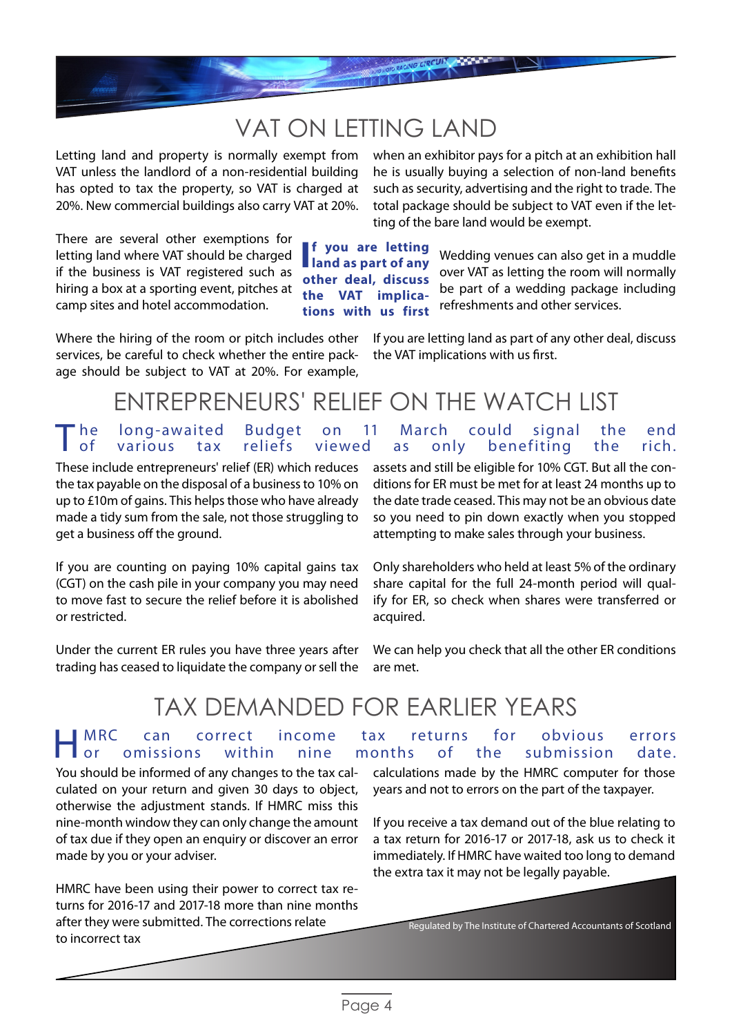# VAT ON LETTING LAND

Letting land and property is normally exempt from VAT unless the landlord of a non-residential building has opted to tax the property, so VAT is charged at 20%. New commercial buildings also carry VAT at 20%.

There are several other exemptions for letting land where VAT should be charged if the business is VAT registered such as hiring a box at a sporting event, pitches at camp sites and hotel accommodation.

**If you are letting land as part of any other deal, discuss the VAT implications with us first**

Where the hiring of the room or pitch includes other services, be careful to check whether the entire package should be subject to VAT at 20%. For example, when an exhibitor pays for a pitch at an exhibition hall he is usually buying a selection of non-land benefits such as security, advertising and the right to trade. The total package should be subject to VAT even if the letting of the bare land would be exempt.

Wedding venues can also get in a muddle over VAT as letting the room will normally be part of a wedding package including refreshments and other services.

If you are letting land as part of any other deal, discuss the VAT implications with us first.

# ENTREPRENEURS' RELIEF ON THE WATCH LIST

The long-awaited Budget on 11 March could signal the end of various tax reliefs viewed as only benefiting the rich.

These include entrepreneurs' relief (ER) which reduces the tax payable on the disposal of a business to 10% on up to £10m of gains. This helps those who have already made a tidy sum from the sale, not those struggling to get a business off the ground.

If you are counting on paying 10% capital gains tax (CGT) on the cash pile in your company you may need to move fast to secure the relief before it is abolished or restricted.

Under the current ER rules you have three years after trading has ceased to liquidate the company or sell the assets and still be eligible for 10% CGT. But all the conditions for ER must be met for at least 24 months up to the date trade ceased. This may not be an obvious date so you need to pin down exactly when you stopped attempting to make sales through your business.

Only shareholders who held at least 5% of the ordinary share capital for the full 24-month period will qualify for ER, so check when shares were transferred or acquired.

We can help you check that all the other ER conditions are met.

# TAX DEMANDED FOR EARLIER YEARS

HMRC can correct income tax returns for obvious errors or omissions within nine months of the submission date.

You should be informed of any changes to the tax calculated on your return and given 30 days to object, otherwise the adjustment stands. If HMRC miss this nine-month window they can only change the amount of tax due if they open an enquiry or discover an error made by you or your adviser.

HMRC have been using their power to correct tax returns for 2016-17 and 2017-18 more than nine months after they were submitted. The corrections relate to incorrect tax calculations made by the HMRC computer for those years and not to errors on the part of the taxpayer.

If you receive a tax demand out of the blue relating to a tax return for 2016-17 or 2017-18, ask us to check it immediately. If HMRC have waited too long to demand the extra tax it may not be legally payable.

Regulated by The Institute of Chartered Accountants of Scotland